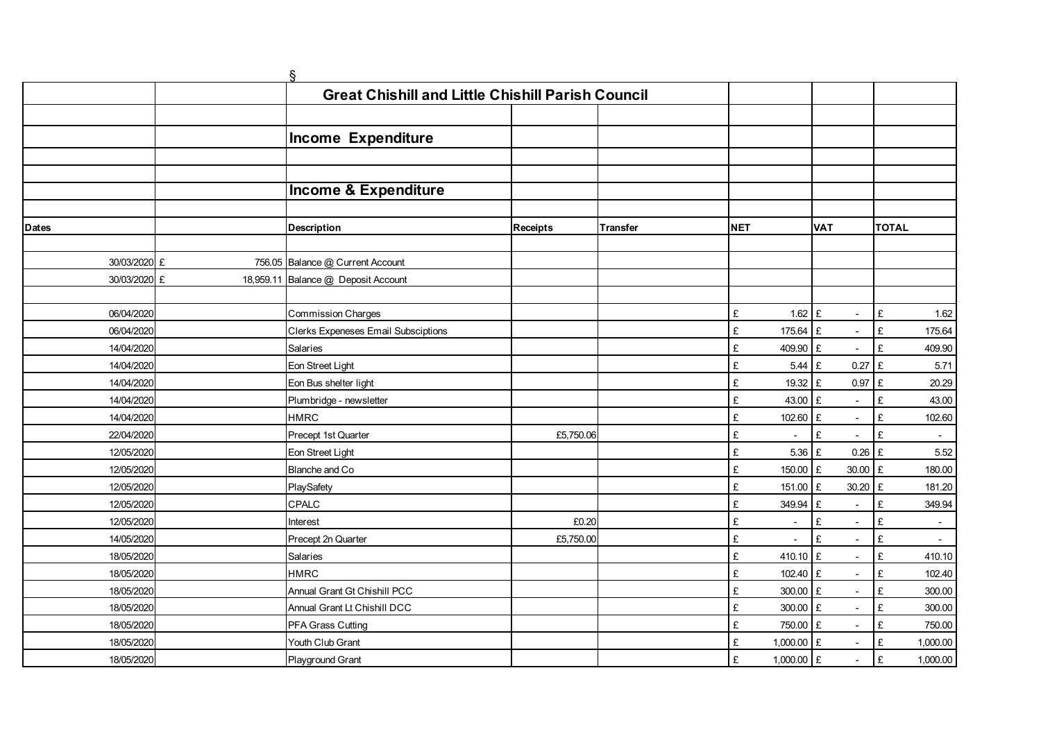§

# Great Chishill and Little Chishill Parish Council

## Income Expenditure

## Income & Expenditure

| Dates | | Description | Receipts | Transfer | NET | VAT | TOTAL |
|---|---|---|---|---|---|---|---|
| 30/03/2020 | £ 756.05 | Balance @ Current Account | | | | | |
| 30/03/2020 | £ 18,959.11 | Balance @ Deposit Account | | | | | |
| 06/04/2020 | | Commission Charges | | | £ 1.62 | £ - | £ 1.62 |
| 06/04/2020 | | Clerks Expeneses Email Subsciptions | | | £ 175.64 | £ - | £ 175.64 |
| 14/04/2020 | | Salaries | | | £ 409.90 | £ - | £ 409.90 |
| 14/04/2020 | | Eon Street Light | | | £ 5.44 | £ 0.27 | £ 5.71 |
| 14/04/2020 | | Eon Bus shelter light | | | £ 19.32 | £ 0.97 | £ 20.29 |
| 14/04/2020 | | Plumbridge - newsletter | | | £ 43.00 | £ - | £ 43.00 |
| 14/04/2020 | | HMRC | | | £ 102.60 | £ - | £ 102.60 |
| 22/04/2020 | | Precept 1st Quarter | £5,750.06 | | £ - | £ - | £ - |
| 12/05/2020 | | Eon Street Light | | | £ 5.36 | £ 0.26 | £ 5.52 |
| 12/05/2020 | | Blanche and Co | | | £ 150.00 | £ 30.00 | £ 180.00 |
| 12/05/2020 | | PlaySafety | | | £ 151.00 | £ 30.20 | £ 181.20 |
| 12/05/2020 | | CPALC | | | £ 349.94 | £ - | £ 349.94 |
| 12/05/2020 | | Interest | £0.20 | | £ - | £ - | £ - |
| 14/05/2020 | | Precept 2n Quarter | £5,750.00 | | £ - | £ - | £ - |
| 18/05/2020 | | Salaries | | | £ 410.10 | £ - | £ 410.10 |
| 18/05/2020 | | HMRC | | | £ 102.40 | £ - | £ 102.40 |
| 18/05/2020 | | Annual Grant Gt Chishill PCC | | | £ 300.00 | £ - | £ 300.00 |
| 18/05/2020 | | Annual Grant Lt Chishill DCC | | | £ 300.00 | £ - | £ 300.00 |
| 18/05/2020 | | PFA Grass Cutting | | | £ 750.00 | £ - | £ 750.00 |
| 18/05/2020 | | Youth Club Grant | | | £ 1,000.00 | £ - | £ 1,000.00 |
| 18/05/2020 | | Playground Grant | | | £ 1,000.00 | £ - | £ 1,000.00 |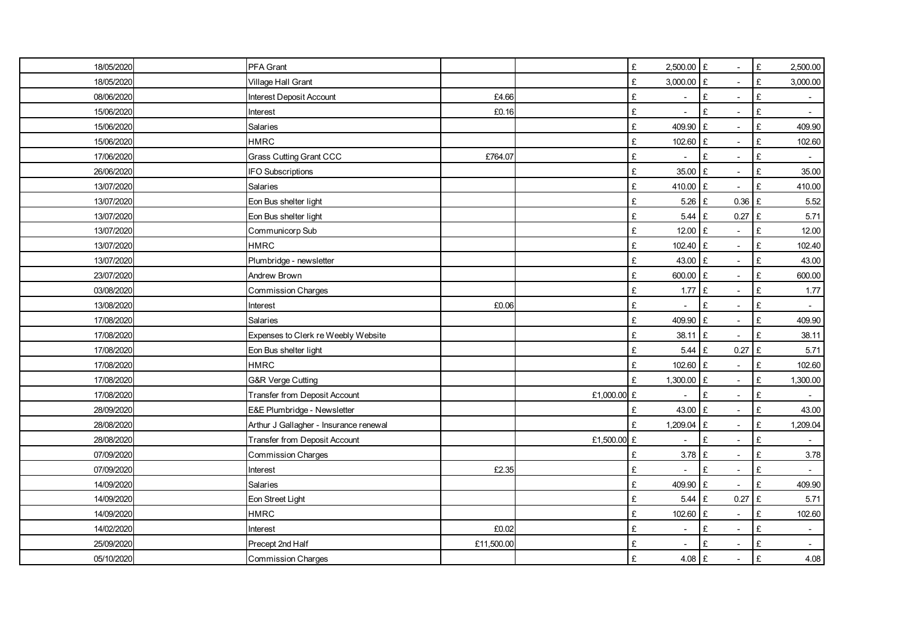| | | | | | | | | | | |
|---|---|---|---|---|---|---|---|---|---|---|
| 18/05/2020 | PFA Grant | | | £ | 2,500.00 | £ | - | £ | 2,500.00 |
| 18/05/2020 | Village Hall Grant | | | £ | 3,000.00 | £ | - | £ | 3,000.00 |
| 08/06/2020 | Interest Deposit Account | £4.66 | | £ | - | £ | - | £ | - |
| 15/06/2020 | Interest | £0.16 | | £ | - | £ | - | £ | - |
| 15/06/2020 | Salaries | | | £ | 409.90 | £ | - | £ | 409.90 |
| 15/06/2020 | HMRC | | | £ | 102.60 | £ | - | £ | 102.60 |
| 17/06/2020 | Grass Cutting Grant CCC | £764.07 | | £ | - | £ | - | £ | - |
| 26/06/2020 | IFO Subscriptions | | | £ | 35.00 | £ | - | £ | 35.00 |
| 13/07/2020 | Salaries | | | £ | 410.00 | £ | - | £ | 410.00 |
| 13/07/2020 | Eon Bus shelter light | | | £ | 5.26 | £ | 0.36 | £ | 5.52 |
| 13/07/2020 | Eon Bus shelter light | | | £ | 5.44 | £ | 0.27 | £ | 5.71 |
| 13/07/2020 | Communicorp Sub | | | £ | 12.00 | £ | - | £ | 12.00 |
| 13/07/2020 | HMRC | | | £ | 102.40 | £ | - | £ | 102.40 |
| 13/07/2020 | Plumbridge - newsletter | | | £ | 43.00 | £ | - | £ | 43.00 |
| 23/07/2020 | Andrew Brown | | | £ | 600.00 | £ | - | £ | 600.00 |
| 03/08/2020 | Commission Charges | | | £ | 1.77 | £ | - | £ | 1.77 |
| 13/08/2020 | Interest | £0.06 | | £ | - | £ | - | £ | - |
| 17/08/2020 | Salaries | | | £ | 409.90 | £ | - | £ | 409.90 |
| 17/08/2020 | Expenses to Clerk re Weebly Website | | | £ | 38.11 | £ | - | £ | 38.11 |
| 17/08/2020 | Eon Bus shelter light | | | £ | 5.44 | £ | 0.27 | £ | 5.71 |
| 17/08/2020 | HMRC | | | £ | 102.60 | £ | - | £ | 102.60 |
| 17/08/2020 | G&R Verge Cutting | | | £ | 1,300.00 | £ | - | £ | 1,300.00 |
| 17/08/2020 | Transfer from Deposit Account | | £1,000.00 | £ | - | £ | - | £ | - |
| 28/09/2020 | E&E Plumbridge - Newsletter | | | £ | 43.00 | £ | - | £ | 43.00 |
| 28/08/2020 | Arthur J Gallagher - Insurance renewal | | | £ | 1,209.04 | £ | - | £ | 1,209.04 |
| 28/08/2020 | Transfer from Deposit Account | | £1,500.00 | £ | - | £ | - | £ | - |
| 07/09/2020 | Commission Charges | | | £ | 3.78 | £ | - | £ | 3.78 |
| 07/09/2020 | Interest | £2.35 | | £ | - | £ | - | £ | - |
| 14/09/2020 | Salaries | | | £ | 409.90 | £ | - | £ | 409.90 |
| 14/09/2020 | Eon Street Light | | | £ | 5.44 | £ | 0.27 | £ | 5.71 |
| 14/09/2020 | HMRC | | | £ | 102.60 | £ | - | £ | 102.60 |
| 14/02/2020 | Interest | £0.02 | | £ | - | £ | - | £ | - |
| 25/09/2020 | Precept 2nd Half | £11,500.00 | | £ | - | £ | - | £ | - |
| 05/10/2020 | Commission Charges | | | £ | 4.08 | £ | - | £ | 4.08 |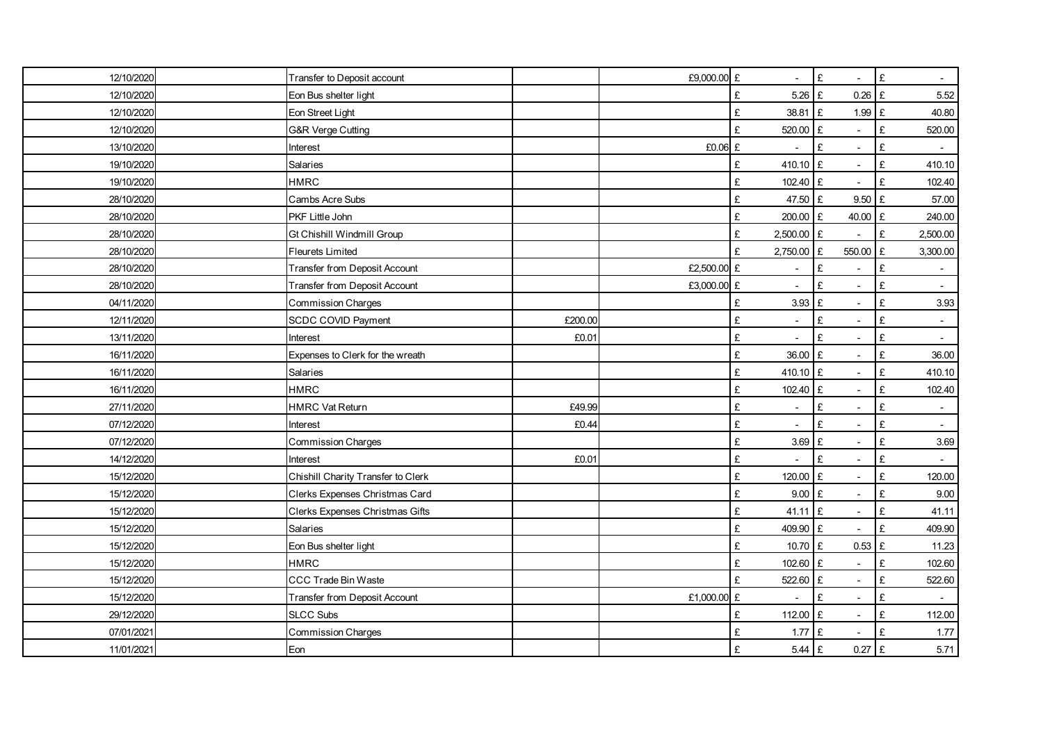| | | | | | | | | | | |
|---|---|---|---|---|---|---|---|---|---|---|
| 12/10/2020 | Transfer to Deposit account | | £9,000.00 | £ | - | £ | - | £ | - |
| 12/10/2020 | Eon Bus shelter light | | | £ | 5.26 | £ | 0.26 | £ | 5.52 |
| 12/10/2020 | Eon Street Light | | | £ | 38.81 | £ | 1.99 | £ | 40.80 |
| 12/10/2020 | G&R Verge Cutting | | | £ | 520.00 | £ | - | £ | 520.00 |
| 13/10/2020 | Interest | | £0.06 | £ | - | £ | - | £ | - |
| 19/10/2020 | Salaries | | | £ | 410.10 | £ | - | £ | 410.10 |
| 19/10/2020 | HMRC | | | £ | 102.40 | £ | - | £ | 102.40 |
| 28/10/2020 | Cambs Acre Subs | | | £ | 47.50 | £ | 9.50 | £ | 57.00 |
| 28/10/2020 | PKF Little John | | | £ | 200.00 | £ | 40.00 | £ | 240.00 |
| 28/10/2020 | Gt Chishill Windmill Group | | | £ | 2,500.00 | £ | - | £ | 2,500.00 |
| 28/10/2020 | Fleurets Limited | | | £ | 2,750.00 | £ | 550.00 | £ | 3,300.00 |
| 28/10/2020 | Transfer from Deposit Account | | £2,500.00 | £ | - | £ | - | £ | - |
| 28/10/2020 | Transfer from Deposit Account | | £3,000.00 | £ | - | £ | - | £ | - |
| 04/11/2020 | Commission Charges | | | £ | 3.93 | £ | - | £ | 3.93 |
| 12/11/2020 | SCDC COVID Payment | £200.00 | | £ | - | £ | - | £ | - |
| 13/11/2020 | Interest | £0.01 | | £ | - | £ | - | £ | - |
| 16/11/2020 | Expenses to Clerk for the wreath | | | £ | 36.00 | £ | - | £ | 36.00 |
| 16/11/2020 | Salaries | | | £ | 410.10 | £ | - | £ | 410.10 |
| 16/11/2020 | HMRC | | | £ | 102.40 | £ | - | £ | 102.40 |
| 27/11/2020 | HMRC Vat Return | £49.99 | | £ | - | £ | - | £ | - |
| 07/12/2020 | Interest | £0.44 | | £ | - | £ | - | £ | - |
| 07/12/2020 | Commission Charges | | | £ | 3.69 | £ | - | £ | 3.69 |
| 14/12/2020 | Interest | £0.01 | | £ | - | £ | - | £ | - |
| 15/12/2020 | Chishill Charity Transfer to Clerk | | | £ | 120.00 | £ | - | £ | 120.00 |
| 15/12/2020 | Clerks Expenses Christmas Card | | | £ | 9.00 | £ | - | £ | 9.00 |
| 15/12/2020 | Clerks Expenses Christmas Gifts | | | £ | 41.11 | £ | - | £ | 41.11 |
| 15/12/2020 | Salaries | | | £ | 409.90 | £ | - | £ | 409.90 |
| 15/12/2020 | Eon Bus shelter light | | | £ | 10.70 | £ | 0.53 | £ | 11.23 |
| 15/12/2020 | HMRC | | | £ | 102.60 | £ | - | £ | 102.60 |
| 15/12/2020 | CCC Trade Bin Waste | | | £ | 522.60 | £ | - | £ | 522.60 |
| 15/12/2020 | Transfer from Deposit Account | | £1,000.00 | £ | - | £ | - | £ | - |
| 29/12/2020 | SLCC Subs | | | £ | 112.00 | £ | - | £ | 112.00 |
| 07/01/2021 | Commission Charges | | | £ | 1.77 | £ | - | £ | 1.77 |
| 11/01/2021 | Eon | | | £ | 5.44 | £ | 0.27 | £ | 5.71 |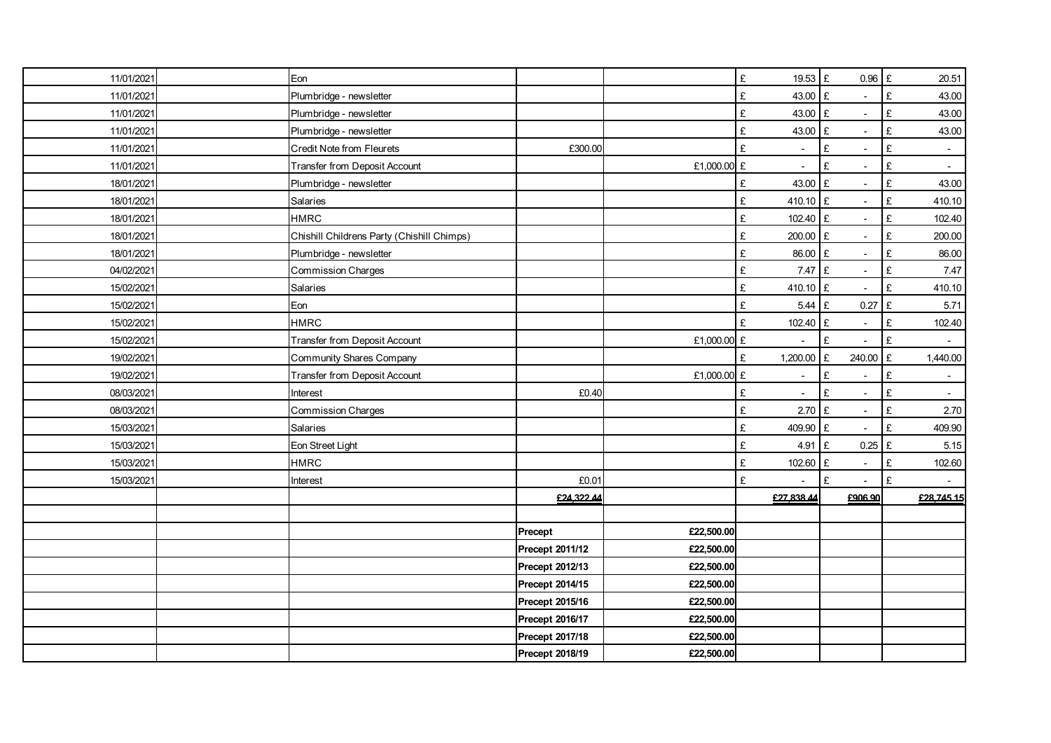| | | | | | | | |
|---|---|---|---|---|---|---|---|
| 11/01/2021 | | Eon | | | £ 19.53 | £ 0.96 | £ 20.51 |
| 11/01/2021 | | Plumbridge - newsletter | | | £ 43.00 | £ - | £ 43.00 |
| 11/01/2021 | | Plumbridge - newsletter | | | £ 43.00 | £ - | £ 43.00 |
| 11/01/2021 | | Plumbridge - newsletter | | | £ 43.00 | £ - | £ 43.00 |
| 11/01/2021 | | Credit Note from Fleurets | £300.00 | | £ - | £ - | £ - |
| 11/01/2021 | | Transfer from Deposit Account | | £1,000.00 | £ - | £ - | £ - |
| 18/01/2021 | | Plumbridge - newsletter | | | £ 43.00 | £ - | £ 43.00 |
| 18/01/2021 | | Salaries | | | £ 410.10 | £ - | £ 410.10 |
| 18/01/2021 | | HMRC | | | £ 102.40 | £ - | £ 102.40 |
| 18/01/2021 | | Chishill Childrens Party (Chishill Chimps) | | | £ 200.00 | £ - | £ 200.00 |
| 18/01/2021 | | Plumbridge - newsletter | | | £ 86.00 | £ - | £ 86.00 |
| 04/02/2021 | | Commission Charges | | | £ 7.47 | £ - | £ 7.47 |
| 15/02/2021 | | Salaries | | | £ 410.10 | £ - | £ 410.10 |
| 15/02/2021 | | Eon | | | £ 5.44 | £ 0.27 | £ 5.71 |
| 15/02/2021 | | HMRC | | | £ 102.40 | £ - | £ 102.40 |
| 15/02/2021 | | Transfer from Deposit Account | | £1,000.00 | £ - | £ - | £ - |
| 19/02/2021 | | Community Shares Company | | | £ 1,200.00 | £ 240.00 | £ 1,440.00 |
| 19/02/2021 | | Transfer from Deposit Account | | £1,000.00 | £ - | £ - | £ - |
| 08/03/2021 | | Interest | £0.40 | | £ - | £ - | £ - |
| 08/03/2021 | | Commission Charges | | | £ 2.70 | £ - | £ 2.70 |
| 15/03/2021 | | Salaries | | | £ 409.90 | £ - | £ 409.90 |
| 15/03/2021 | | Eon Street Light | | | £ 4.91 | £ 0.25 | £ 5.15 |
| 15/03/2021 | | HMRC | | | £ 102.60 | £ - | £ 102.60 |
| 15/03/2021 | | Interest | £0.01 | | £ - | £ - | £ - |
| | | | £24,322.44 | | £27,838.44 | £906.90 | £28,745.15 |
| | | | | | | | |
| | | | **Precept** | **£22,500.00** | | | |
| | | | **Precept 2011/12** | **£22,500.00** | | | |
| | | | **Precept 2012/13** | **£22,500.00** | | | |
| | | | **Precept 2014/15** | **£22,500.00** | | | |
| | | | **Precept 2015/16** | **£22,500.00** | | | |
| | | | **Precept 2016/17** | **£22,500.00** | | | |
| | | | **Precept 2017/18** | **£22,500.00** | | | |
| | | | **Precept 2018/19** | **£22,500.00** | | | |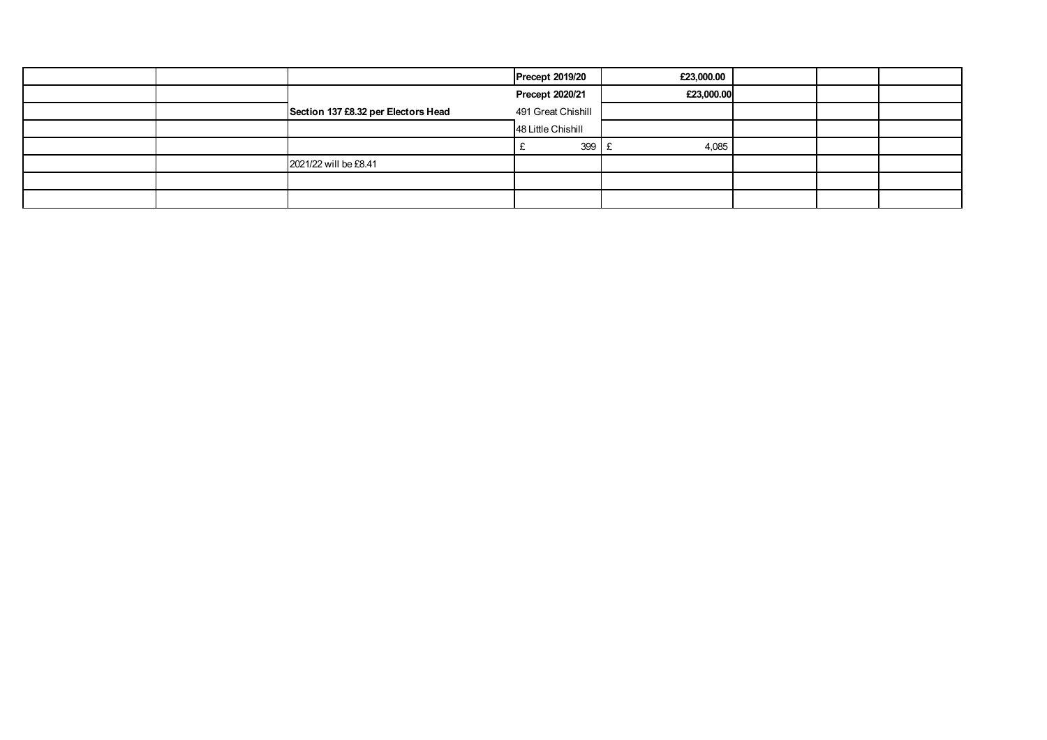| | | | | | | | |
|---|---|---|---|---|---|---|---|
| | | | **Precept 2019/20** | **£23,000.00** | | | |
| | | | **Precept 2020/21** | **£23,000.00** | | | |
| | | **Section 137 £8.32 per Electors Head** | 491 Great Chishill | | | | |
| | | | 48 Little Chishill | | | | |
| | | | £ 399 | £ 4,085 | | | |
| | | 2021/22 will be £8.41 | | | | | |
| | | | | | | | |
| | | | | | | | |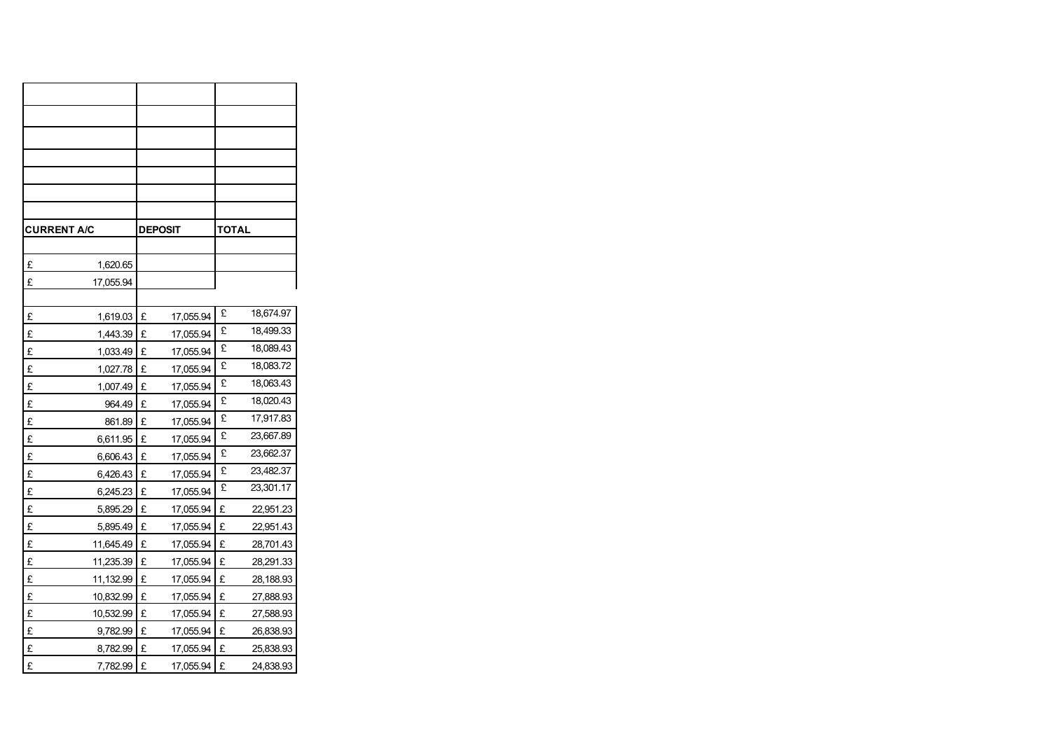| CURRENT A/C | DEPOSIT | TOTAL |
|---|---|---|
| | | |
| £ 1,620.65 | | |
| £ 17,055.94 | | |
| | | |
| £ 1,619.03 | £ 17,055.94 | £ 18,674.97 |
| £ 1,443.39 | £ 17,055.94 | £ 18,499.33 |
| £ 1,033.49 | £ 17,055.94 | £ 18,089.43 |
| £ 1,027.78 | £ 17,055.94 | £ 18,083.72 |
| £ 1,007.49 | £ 17,055.94 | £ 18,063.43 |
| £ 964.49 | £ 17,055.94 | £ 18,020.43 |
| £ 861.89 | £ 17,055.94 | £ 17,917.83 |
| £ 6,611.95 | £ 17,055.94 | £ 23,667.89 |
| £ 6,606.43 | £ 17,055.94 | £ 23,662.37 |
| £ 6,426.43 | £ 17,055.94 | £ 23,482.37 |
| £ 6,245.23 | £ 17,055.94 | £ 23,301.17 |
| £ 5,895.29 | £ 17,055.94 | £ 22,951.23 |
| £ 5,895.49 | £ 17,055.94 | £ 22,951.43 |
| £ 11,645.49 | £ 17,055.94 | £ 28,701.43 |
| £ 11,235.39 | £ 17,055.94 | £ 28,291.33 |
| £ 11,132.99 | £ 17,055.94 | £ 28,188.93 |
| £ 10,832.99 | £ 17,055.94 | £ 27,888.93 |
| £ 10,532.99 | £ 17,055.94 | £ 27,588.93 |
| £ 9,782.99 | £ 17,055.94 | £ 26,838.93 |
| £ 8,782.99 | £ 17,055.94 | £ 25,838.93 |
| £ 7,782.99 | £ 17,055.94 | £ 24,838.93 |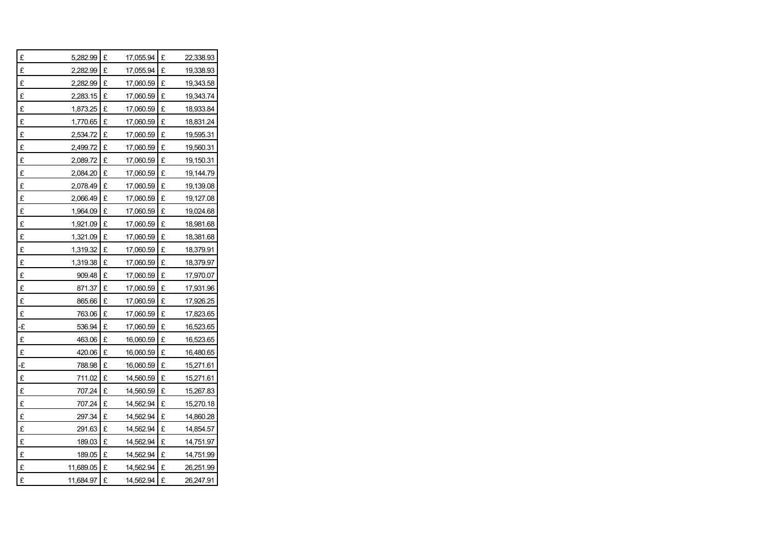| | | |
|---|---|---|
| £ 5,282.99 | £ 17,055.94 | £ 22,338.93 |
| £ 2,282.99 | £ 17,055.94 | £ 19,338.93 |
| £ 2,282.99 | £ 17,060.59 | £ 19,343.58 |
| £ 2,283.15 | £ 17,060.59 | £ 19,343.74 |
| £ 1,873.25 | £ 17,060.59 | £ 18,933.84 |
| £ 1,770.65 | £ 17,060.59 | £ 18,831.24 |
| £ 2,534.72 | £ 17,060.59 | £ 19,595.31 |
| £ 2,499.72 | £ 17,060.59 | £ 19,560.31 |
| £ 2,089.72 | £ 17,060.59 | £ 19,150.31 |
| £ 2,084.20 | £ 17,060.59 | £ 19,144.79 |
| £ 2,078.49 | £ 17,060.59 | £ 19,139.08 |
| £ 2,066.49 | £ 17,060.59 | £ 19,127.08 |
| £ 1,964.09 | £ 17,060.59 | £ 19,024.68 |
| £ 1,921.09 | £ 17,060.59 | £ 18,981.68 |
| £ 1,321.09 | £ 17,060.59 | £ 18,381.68 |
| £ 1,319.32 | £ 17,060.59 | £ 18,379.91 |
| £ 1,319.38 | £ 17,060.59 | £ 18,379.97 |
| £ 909.48 | £ 17,060.59 | £ 17,970.07 |
| £ 871.37 | £ 17,060.59 | £ 17,931.96 |
| £ 865.66 | £ 17,060.59 | £ 17,926.25 |
| £ 763.06 | £ 17,060.59 | £ 17,823.65 |
| -£ 536.94 | £ 17,060.59 | £ 16,523.65 |
| £ 463.06 | £ 16,060.59 | £ 16,523.65 |
| £ 420.06 | £ 16,060.59 | £ 16,480.65 |
| -£ 788.98 | £ 16,060.59 | £ 15,271.61 |
| £ 711.02 | £ 14,560.59 | £ 15,271.61 |
| £ 707.24 | £ 14,560.59 | £ 15,267.83 |
| £ 707.24 | £ 14,562.94 | £ 15,270.18 |
| £ 297.34 | £ 14,562.94 | £ 14,860.28 |
| £ 291.63 | £ 14,562.94 | £ 14,854.57 |
| £ 189.03 | £ 14,562.94 | £ 14,751.97 |
| £ 189.05 | £ 14,562.94 | £ 14,751.99 |
| £ 11,689.05 | £ 14,562.94 | £ 26,251.99 |
| £ 11,684.97 | £ 14,562.94 | £ 26,247.91 |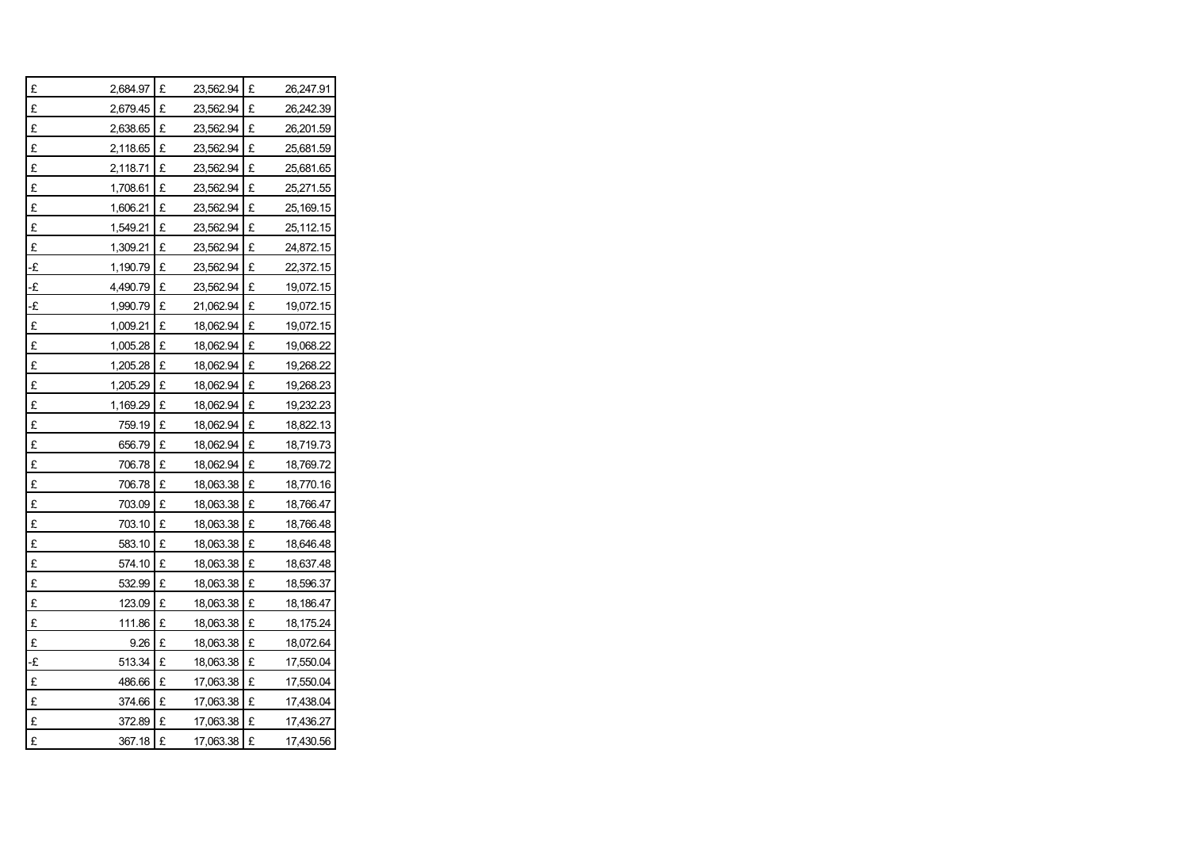| | | |
|---|---|---|
| £ 2,684.97 | £ 23,562.94 | £ 26,247.91 |
| £ 2,679.45 | £ 23,562.94 | £ 26,242.39 |
| £ 2,638.65 | £ 23,562.94 | £ 26,201.59 |
| £ 2,118.65 | £ 23,562.94 | £ 25,681.59 |
| £ 2,118.71 | £ 23,562.94 | £ 25,681.65 |
| £ 1,708.61 | £ 23,562.94 | £ 25,271.55 |
| £ 1,606.21 | £ 23,562.94 | £ 25,169.15 |
| £ 1,549.21 | £ 23,562.94 | £ 25,112.15 |
| £ 1,309.21 | £ 23,562.94 | £ 24,872.15 |
| -£ 1,190.79 | £ 23,562.94 | £ 22,372.15 |
| -£ 4,490.79 | £ 23,562.94 | £ 19,072.15 |
| -£ 1,990.79 | £ 21,062.94 | £ 19,072.15 |
| £ 1,009.21 | £ 18,062.94 | £ 19,072.15 |
| £ 1,005.28 | £ 18,062.94 | £ 19,068.22 |
| £ 1,205.28 | £ 18,062.94 | £ 19,268.22 |
| £ 1,205.29 | £ 18,062.94 | £ 19,268.23 |
| £ 1,169.29 | £ 18,062.94 | £ 19,232.23 |
| £ 759.19 | £ 18,062.94 | £ 18,822.13 |
| £ 656.79 | £ 18,062.94 | £ 18,719.73 |
| £ 706.78 | £ 18,062.94 | £ 18,769.72 |
| £ 706.78 | £ 18,063.38 | £ 18,770.16 |
| £ 703.09 | £ 18,063.38 | £ 18,766.47 |
| £ 703.10 | £ 18,063.38 | £ 18,766.48 |
| £ 583.10 | £ 18,063.38 | £ 18,646.48 |
| £ 574.10 | £ 18,063.38 | £ 18,637.48 |
| £ 532.99 | £ 18,063.38 | £ 18,596.37 |
| £ 123.09 | £ 18,063.38 | £ 18,186.47 |
| £ 111.86 | £ 18,063.38 | £ 18,175.24 |
| £ 9.26 | £ 18,063.38 | £ 18,072.64 |
| -£ 513.34 | £ 18,063.38 | £ 17,550.04 |
| £ 486.66 | £ 17,063.38 | £ 17,550.04 |
| £ 374.66 | £ 17,063.38 | £ 17,438.04 |
| £ 372.89 | £ 17,063.38 | £ 17,436.27 |
| £ 367.18 | £ 17,063.38 | £ 17,430.56 |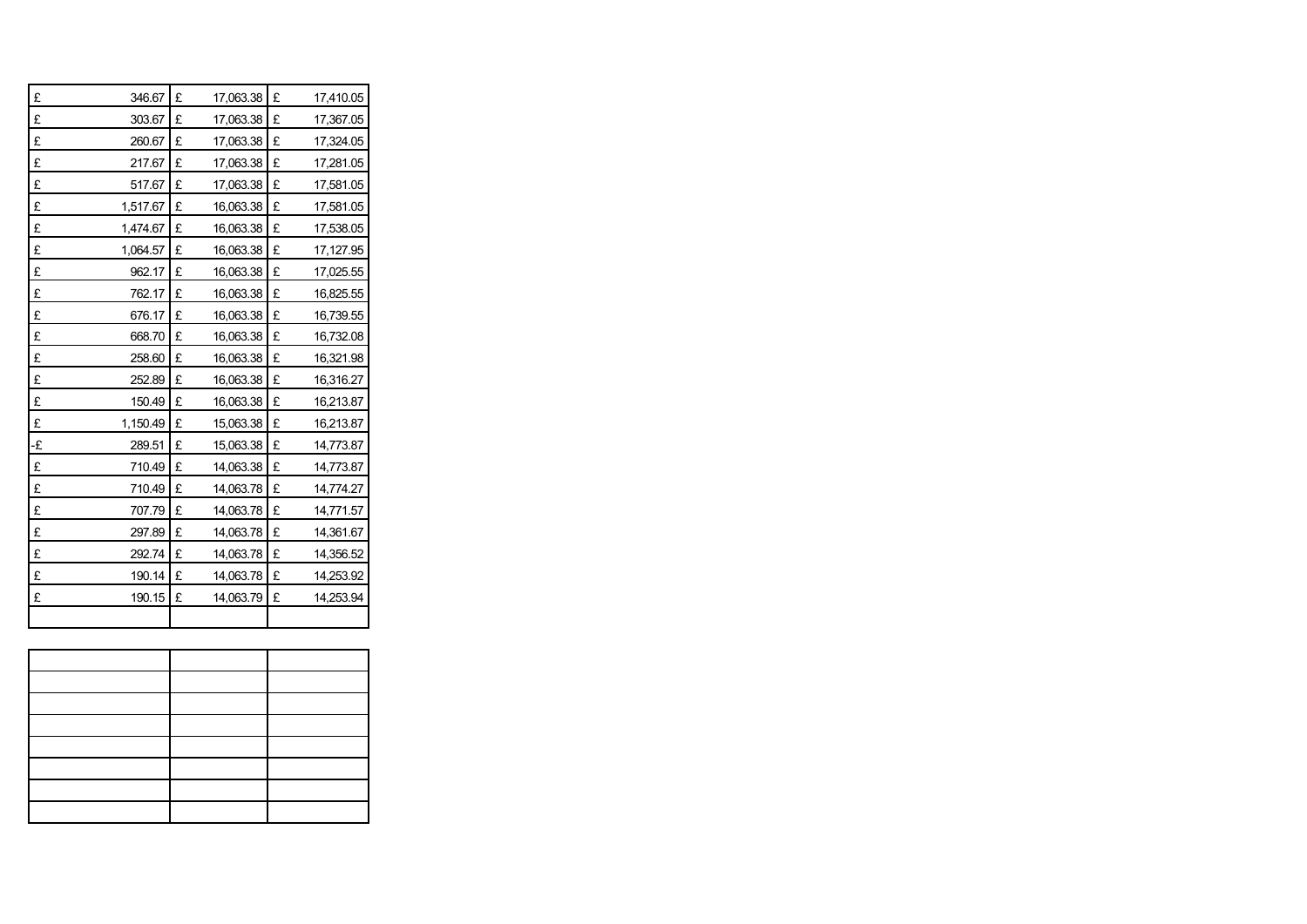| | | |
|---|---|---|
| £ 346.67 | £ 17,063.38 | £ 17,410.05 |
| £ 303.67 | £ 17,063.38 | £ 17,367.05 |
| £ 260.67 | £ 17,063.38 | £ 17,324.05 |
| £ 217.67 | £ 17,063.38 | £ 17,281.05 |
| £ 517.67 | £ 17,063.38 | £ 17,581.05 |
| £ 1,517.67 | £ 16,063.38 | £ 17,581.05 |
| £ 1,474.67 | £ 16,063.38 | £ 17,538.05 |
| £ 1,064.57 | £ 16,063.38 | £ 17,127.95 |
| £ 962.17 | £ 16,063.38 | £ 17,025.55 |
| £ 762.17 | £ 16,063.38 | £ 16,825.55 |
| £ 676.17 | £ 16,063.38 | £ 16,739.55 |
| £ 668.70 | £ 16,063.38 | £ 16,732.08 |
| £ 258.60 | £ 16,063.38 | £ 16,321.98 |
| £ 252.89 | £ 16,063.38 | £ 16,316.27 |
| £ 150.49 | £ 16,063.38 | £ 16,213.87 |
| £ 1,150.49 | £ 15,063.38 | £ 16,213.87 |
| -£ 289.51 | £ 15,063.38 | £ 14,773.87 |
| £ 710.49 | £ 14,063.38 | £ 14,773.87 |
| £ 710.49 | £ 14,063.78 | £ 14,774.27 |
| £ 707.79 | £ 14,063.78 | £ 14,771.57 |
| £ 297.89 | £ 14,063.78 | £ 14,361.67 |
| £ 292.74 | £ 14,063.78 | £ 14,356.52 |
| £ 190.14 | £ 14,063.78 | £ 14,253.92 |
| £ 190.15 | £ 14,063.79 | £ 14,253.94 |
| | | |